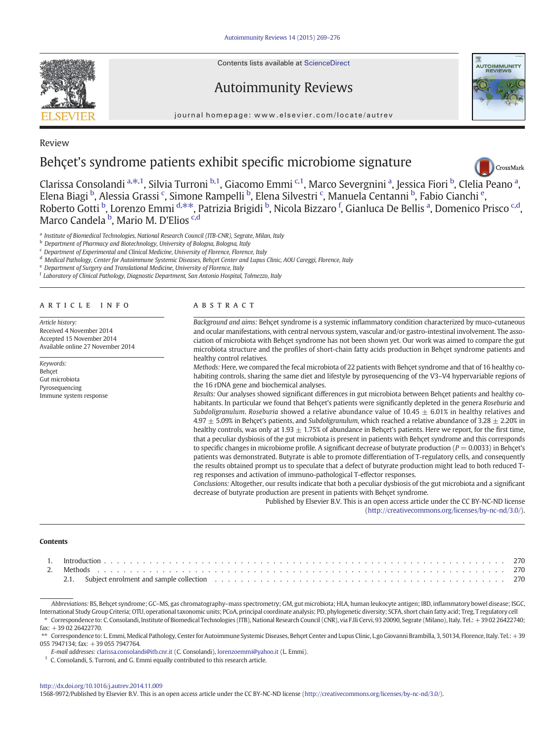Review

# Behçet's syndrome patients exhibit specific microbiome signature

Clarissa Consolandi [a,*,1], Silvia Turroni [b,1], Giacomo Emmi [c,1], Marco Severgnini [a], Jessica Fiori [b], Clelia Peano [a], Elena Biagi [b], Alessia Grassi [c], Simone Rampelli [b], Elena Silvestri [c], Manuela Centanni [b], Fabio Cianchi [e], Roberto Gotti [b], Lorenzo Emmi [d,**], Patrizia Brigidi [b], Nicola Bizzaro [f], Gianluca De Bellis [a], Domenico Prisco [c,d], Marco Candela [b], Mario M. D'Elios [c,d]

[a] Institute of Biomedical Technologies, National Research Council (ITB-CNR), Segrate, Milan, Italy
[b] Department of Pharmacy and Biotechnology, University of Bologna, Bologna, Italy
[c] Department of Experimental and Clinical Medicine, University of Florence, Florence, Italy
[d] Medical Pathology, Center for Autoimmune Systemic Diseases, Behçet Center and Lupus Clinic, AOU Careggi, Florence, Italy
[e] Department of Surgery and Translational Medicine, University of Florence, Florence, Italy
[f] Laboratory of Clinical Pathology, Diagnostic Department, San Antonio Hospital, Tolmezzo, Italy

## ARTICLE INFO

*Article history:*
Received 4 November 2014
Accepted 15 November 2014
Available online 27 November 2014

*Keywords:*
Behçet
Gut microbiota
Pyrosequencing
Immune system response

## ABSTRACT

*Background and aims:* Behçet syndrome is a systemic inflammatory condition characterized by muco-cutaneous and ocular manifestations, with central nervous system, vascular and/or gastro-intestinal involvement. The association of microbiota with Behçet syndrome has not been shown yet. Our work was aimed to compare the gut microbiota structure and the profiles of short-chain fatty acids production in Behçet syndrome patients and healthy control relatives.

*Methods:* Here, we compared the fecal microbiota of 22 patients with Behçet syndrome and that of 16 healthy co-habiting controls, sharing the same diet and lifestyle by pyrosequencing of the V3–V4 hypervariable regions of the 16 rDNA gene and biochemical analyses.

*Results:* Our analyses showed significant differences in gut microbiota between Behçet patients and healthy co-habitants. In particular we found that Behçet's patients were significantly depleted in the genera *Roseburia* and *Subdoligranulum*. *Roseburia* showed a relative abundance value of 10.45 ± 6.01% in healthy relatives and 4.97 ± 5.09% in Behçet's patients, and *Subdoligranulum*, which reached a relative abundance of 3.28 ± 2.20% in healthy controls, was only at 1.93 ± 1.75% of abundance in Behçet's patients. Here we report, for the first time, that a peculiar dysbiosis of the gut microbiota is present in patients with Behçet syndrome and this corresponds to specific changes in microbiome profile. A significant decrease of butyrate production ($P = 0.0033$) in Behçet's patients was demonstrated. Butyrate is able to promote differentiation of T-regulatory cells, and consequently the results obtained prompt us to speculate that a defect of butyrate production might lead to both reduced T-reg responses and activation of immuno-pathological T-effector responses.

*Conclusions:* Altogether, our results indicate that both a peculiar dysbiosis of the gut microbiota and a significant decrease of butyrate production are present in patients with Behçet syndrome.

Published by Elsevier B.V. This is an open access article under the CC BY-NC-ND license (http://creativecommons.org/licenses/by-nc-nd/3.0/).

**Contents**

1. Introduction . . . 270
2. Methods . . . 270
   2.1. Subject enrolment and sample collection . . . 270

*Abbreviations:* BS, Behçet syndrome; GC–MS, gas chromatography–mass spectrometry; GM, gut microbiota; HLA, human leukocyte antigen; IBD, inflammatory bowel disease; ISGC, International Study Group Criteria; OTU, operational taxonomic units; PCoA, principal coordinate analysis; PD, phylogenetic diversity; SCFA, short chain fatty acid; Treg, T regulatory cell

\* Correspondence to: C. Consolandi, Institute of Biomedical Technologies (ITB), National Research Council (CNR), via F.lli Cervi, 93 20090, Segrate (Milano), Italy. Tel.: +39 02 26422740; fax: +39 02 26422770.

\*\* Correspondence to: L. Emmi, Medical Pathology, Center for Autoimmune Systemic Diseases, Behçet Center and Lupus Clinic, L.go Giovanni Brambilla, 3, 50134, Florence, Italy. Tel.: +39 055 7947134; fax: +39 055 7947764.

*E-mail addresses:* clarissa.consolandi@itb.cnr.it (C. Consolandi), lorenzoemmi@yahoo.it (L. Emmi).

[1] C. Consolandi, S. Turroni, and G. Emmi equally contributed to this research article.

http://dx.doi.org/10.1016/j.autrev.2014.11.009
1568-9972/Published by Elsevier B.V. This is an open access article under the CC BY-NC-ND license (http://creativecommons.org/licenses/by-nc-nd/3.0/).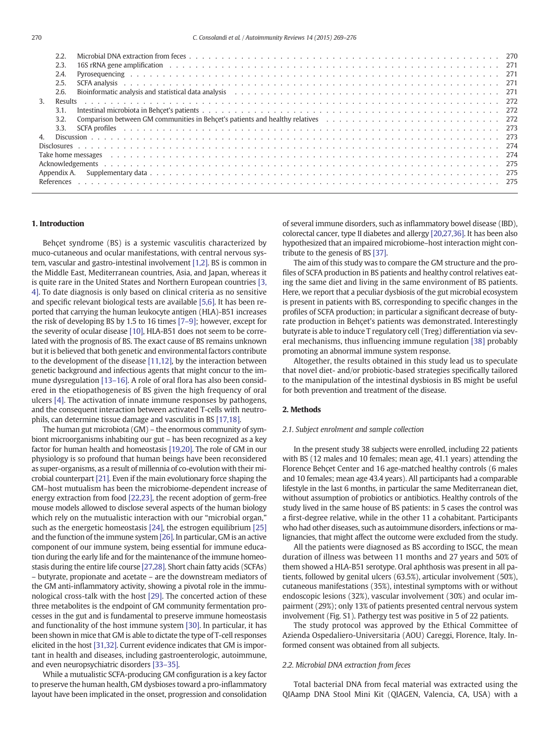2.2. Microbial DNA extraction from feces . . . . . . . . . . . . . . . . . . . . . . . . . . . . . . . . . . . . . . . . . . . . . . . 270
2.3. 16S rRNA gene amplification . . . . . . . . . . . . . . . . . . . . . . . . . . . . . . . . . . . . . . . . . . . . . . . . . 271
2.4. Pyrosequencing . . . . . . . . . . . . . . . . . . . . . . . . . . . . . . . . . . . . . . . . . . . . . . . . . . . . . . 271
2.5. SCFA analysis . . . . . . . . . . . . . . . . . . . . . . . . . . . . . . . . . . . . . . . . . . . . . . . . . . . . . . 271
2.6. Bioinformatic analysis and statistical data analysis . . . . . . . . . . . . . . . . . . . . . . . . . . . . . . . . . . . . 271
3. Results . . . . . . . . . . . . . . . . . . . . . . . . . . . . . . . . . . . . . . . . . . . . . . . . . . . . . . . . . 272
3.1. Intestinal microbiota in Behçet's patients . . . . . . . . . . . . . . . . . . . . . . . . . . . . . . . . . . . . . . . . . 272
3.2. Comparison between GM communities in Behçet's patients and healthy relatives . . . . . . . . . . . . . . . . . . . . . . 272
3.3. SCFA profiles . . . . . . . . . . . . . . . . . . . . . . . . . . . . . . . . . . . . . . . . . . . . . . . . . . . . . . 273
4. Discussion . . . . . . . . . . . . . . . . . . . . . . . . . . . . . . . . . . . . . . . . . . . . . . . . . . . . . . . 273
Disclosures . . . . . . . . . . . . . . . . . . . . . . . . . . . . . . . . . . . . . . . . . . . . . . . . . . . . . . . . . 274
Take home messages . . . . . . . . . . . . . . . . . . . . . . . . . . . . . . . . . . . . . . . . . . . . . . . . . . . . 274
Acknowledgements . . . . . . . . . . . . . . . . . . . . . . . . . . . . . . . . . . . . . . . . . . . . . . . . . . . . . 275
Appendix A. Supplementary data . . . . . . . . . . . . . . . . . . . . . . . . . . . . . . . . . . . . . . . . . . . . . . 275
References . . . . . . . . . . . . . . . . . . . . . . . . . . . . . . . . . . . . . . . . . . . . . . . . . . . . . . . . . 275

## 1. Introduction

Behçet syndrome (BS) is a systemic vasculitis characterized by muco-cutaneous and ocular manifestations, with central nervous system, vascular and gastro-intestinal involvement [1,2]. BS is common in the Middle East, Mediterranean countries, Asia, and Japan, whereas it is quite rare in the United States and Northern European countries [3, 4]. To date diagnosis is only based on clinical criteria as no sensitive and specific relevant biological tests are available [5,6]. It has been reported that carrying the human leukocyte antigen (HLA)-B51 increases the risk of developing BS by 1.5 to 16 times [7–9]; however, except for the severity of ocular disease [10], HLA-B51 does not seem to be correlated with the prognosis of BS. The exact cause of BS remains unknown but it is believed that both genetic and environmental factors contribute to the development of the disease [11,12], by the interaction between genetic background and infectious agents that might concur to the immune dysregulation [13–16]. A role of oral flora has also been considered in the etiopathogenesis of BS given the high frequency of oral ulcers [4]. The activation of innate immune responses by pathogens, and the consequent interaction between activated T-cells with neutrophils, can determine tissue damage and vasculitis in BS [17,18].

The human gut microbiota (GM) – the enormous community of symbiont microorganisms inhabiting our gut – has been recognized as a key factor for human health and homeostasis [19,20]. The role of GM in our physiology is so profound that human beings have been reconsidered as super-organisms, as a result of millennia of co-evolution with their microbial counterpart [21]. Even if the main evolutionary force shaping the GM–host mutualism has been the microbiome-dependent increase of energy extraction from food [22,23], the recent adoption of germ-free mouse models allowed to disclose several aspects of the human biology which rely on the mutualistic interaction with our "microbial organ," such as the energetic homeostasis [24], the estrogen equilibrium [25] and the function of the immune system [26]. In particular, GM is an active component of our immune system, being essential for immune education during the early life and for the maintenance of the immune homeostasis during the entire life course [27,28]. Short chain fatty acids (SCFAs) – butyrate, propionate and acetate – are the downstream mediators of the GM anti-inflammatory activity, showing a pivotal role in the immunological cross-talk with the host [29]. The concerted action of these three metabolites is the endpoint of GM community fermentation processes in the gut and is fundamental to preserve immune homeostasis and functionality of the host immune system [30]. In particular, it has been shown in mice that GM is able to dictate the type of T-cell responses elicited in the host [31,32]. Current evidence indicates that GM is important in health and diseases, including gastroenterologic, autoimmune, and even neuropsychiatric disorders [33–35].

While a mutualistic SCFA-producing GM configuration is a key factor to preserve the human health, GM dysbioses toward a pro-inflammatory layout have been implicated in the onset, progression and consolidation of several immune disorders, such as inflammatory bowel disease (IBD), colorectal cancer, type II diabetes and allergy [20,27,36]. It has been also hypothesized that an impaired microbiome–host interaction might contribute to the genesis of BS [37].

The aim of this study was to compare the GM structure and the profiles of SCFA production in BS patients and healthy control relatives eating the same diet and living in the same environment of BS patients. Here, we report that a peculiar dysbiosis of the gut microbial ecosystem is present in patients with BS, corresponding to specific changes in the profiles of SCFA production; in particular a significant decrease of butyrate production in Behçet's patients was demonstrated. Interestingly butyrate is able to induce T regulatory cell (Treg) differentiation via several mechanisms, thus influencing immune regulation [38] probably promoting an abnormal immune system response.

Altogether, the results obtained in this study lead us to speculate that novel diet- and/or probiotic-based strategies specifically tailored to the manipulation of the intestinal dysbiosis in BS might be useful for both prevention and treatment of the disease.

## 2. Methods

### 2.1. Subject enrolment and sample collection

In the present study 38 subjects were enrolled, including 22 patients with BS (12 males and 10 females; mean age, 41.1 years) attending the Florence Behçet Center and 16 age-matched healthy controls (6 males and 10 females; mean age 43.4 years). All participants had a comparable lifestyle in the last 6 months, in particular the same Mediterranean diet, without assumption of probiotics or antibiotics. Healthy controls of the study lived in the same house of BS patients: in 5 cases the control was a first-degree relative, while in the other 11 a cohabitant. Participants who had other diseases, such as autoimmune disorders, infections or malignancies, that might affect the outcome were excluded from the study.

All the patients were diagnosed as BS according to ISGC, the mean duration of illness was between 11 months and 27 years and 50% of them showed a HLA-B51 serotype. Oral aphthosis was present in all patients, followed by genital ulcers (63.5%), articular involvement (50%), cutaneous manifestations (35%), intestinal symptoms with or without endoscopic lesions (32%), vascular involvement (30%) and ocular impairment (29%); only 13% of patients presented central nervous system involvement (Fig. S1). Pathergy test was positive in 5 of 22 patients.

The study protocol was approved by the Ethical Committee of Azienda Ospedaliero-Universitaria (AOU) Careggi, Florence, Italy. Informed consent was obtained from all subjects.

### 2.2. Microbial DNA extraction from feces

Total bacterial DNA from fecal material was extracted using the QIAamp DNA Stool Mini Kit (QIAGEN, Valencia, CA, USA) with a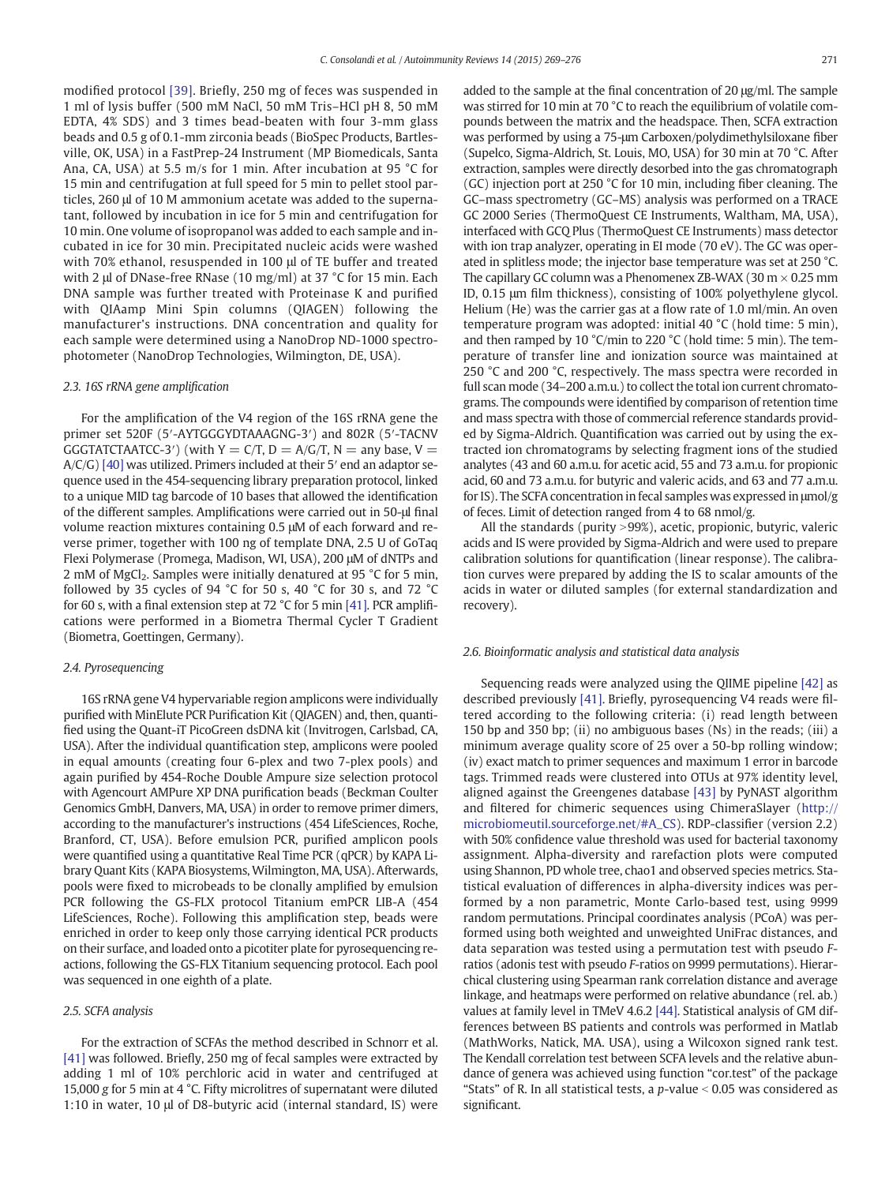modified protocol [39]. Briefly, 250 mg of feces was suspended in 1 ml of lysis buffer (500 mM NaCl, 50 mM Tris–HCl pH 8, 50 mM EDTA, 4% SDS) and 3 times bead-beaten with four 3-mm glass beads and 0.5 g of 0.1-mm zirconia beads (BioSpec Products, Bartlesville, OK, USA) in a FastPrep-24 Instrument (MP Biomedicals, Santa Ana, CA, USA) at 5.5 m/s for 1 min. After incubation at 95 °C for 15 min and centrifugation at full speed for 5 min to pellet stool particles, 260 μl of 10 M ammonium acetate was added to the supernatant, followed by incubation in ice for 5 min and centrifugation for 10 min. One volume of isopropanol was added to each sample and incubated in ice for 30 min. Precipitated nucleic acids were washed with 70% ethanol, resuspended in 100 μl of TE buffer and treated with 2 μl of DNase-free RNase (10 mg/ml) at 37 °C for 15 min. Each DNA sample was further treated with Proteinase K and purified with QIAamp Mini Spin columns (QIAGEN) following the manufacturer's instructions. DNA concentration and quality for each sample were determined using a NanoDrop ND-1000 spectrophotometer (NanoDrop Technologies, Wilmington, DE, USA).

### 2.3. 16S rRNA gene amplification

For the amplification of the V4 region of the 16S rRNA gene the primer set 520F (5′-AYTGGGYDTAAAGNG-3′) and 802R (5′-TACNVGGGTATCTAATCC-3′) (with Y = C/T, D = A/G/T, N = any base, V = A/C/G) [40] was utilized. Primers included at their 5′ end an adaptor sequence used in the 454-sequencing library preparation protocol, linked to a unique MID tag barcode of 10 bases that allowed the identification of the different samples. Amplifications were carried out in 50-μl final volume reaction mixtures containing 0.5 μM of each forward and reverse primer, together with 100 ng of template DNA, 2.5 U of GoTaq Flexi Polymerase (Promega, Madison, WI, USA), 200 μM of dNTPs and 2 mM of $MgCl_2$. Samples were initially denatured at 95 °C for 5 min, followed by 35 cycles of 94 °C for 50 s, 40 °C for 30 s, and 72 °C for 60 s, with a final extension step at 72 °C for 5 min [41]. PCR amplifications were performed in a Biometra Thermal Cycler T Gradient (Biometra, Goettingen, Germany).

### 2.4. Pyrosequencing

16S rRNA gene V4 hypervariable region amplicons were individually purified with MinElute PCR Purification Kit (QIAGEN) and, then, quantified using the Quant-iT PicoGreen dsDNA kit (Invitrogen, Carlsbad, CA, USA). After the individual quantification step, amplicons were pooled in equal amounts (creating four 6-plex and two 7-plex pools) and again purified by 454-Roche Double Ampure size selection protocol with Agencourt AMPure XP DNA purification beads (Beckman Coulter Genomics GmbH, Danvers, MA, USA) in order to remove primer dimers, according to the manufacturer's instructions (454 LifeSciences, Roche, Branford, CT, USA). Before emulsion PCR, purified amplicon pools were quantified using a quantitative Real Time PCR (qPCR) by KAPA Library Quant Kits (KAPA Biosystems, Wilmington, MA, USA). Afterwards, pools were fixed to microbeads to be clonally amplified by emulsion PCR following the GS-FLX protocol Titanium emPCR LIB-A (454 LifeSciences, Roche). Following this amplification step, beads were enriched in order to keep only those carrying identical PCR products on their surface, and loaded onto a picotiter plate for pyrosequencing reactions, following the GS-FLX Titanium sequencing protocol. Each pool was sequenced in one eighth of a plate.

### 2.5. SCFA analysis

For the extraction of SCFAs the method described in Schnorr et al. [41] was followed. Briefly, 250 mg of fecal samples were extracted by adding 1 ml of 10% perchloric acid in water and centrifuged at 15,000 *g* for 5 min at 4 °C. Fifty microlitres of supernatant were diluted 1:10 in water, 10 μl of D8-butyric acid (internal standard, IS) were added to the sample at the final concentration of 20 μg/ml. The sample was stirred for 10 min at 70 °C to reach the equilibrium of volatile compounds between the matrix and the headspace. Then, SCFA extraction was performed by using a 75-μm Carboxen/polydimethylsiloxane fiber (Supelco, Sigma-Aldrich, St. Louis, MO, USA) for 30 min at 70 °C. After extraction, samples were directly desorbed into the gas chromatograph (GC) injection port at 250 °C for 10 min, including fiber cleaning. The GC–mass spectrometry (GC–MS) analysis was performed on a TRACE GC 2000 Series (ThermoQuest CE Instruments, Waltham, MA, USA), interfaced with GCQ Plus (ThermoQuest CE Instruments) mass detector with ion trap analyzer, operating in EI mode (70 eV). The GC was operated in splitless mode; the injector base temperature was set at 250 °C. The capillary GC column was a Phenomenex ZB-WAX (30 m × 0.25 mm ID, 0.15 μm film thickness), consisting of 100% polyethylene glycol. Helium (He) was the carrier gas at a flow rate of 1.0 ml/min. An oven temperature program was adopted: initial 40 °C (hold time: 5 min), and then ramped by 10 °C/min to 220 °C (hold time: 5 min). The temperature of transfer line and ionization source was maintained at 250 °C and 200 °C, respectively. The mass spectra were recorded in full scan mode (34–200 a.m.u.) to collect the total ion current chromatograms. The compounds were identified by comparison of retention time and mass spectra with those of commercial reference standards provided by Sigma-Aldrich. Quantification was carried out by using the extracted ion chromatograms by selecting fragment ions of the studied analytes (43 and 60 a.m.u. for acetic acid, 55 and 73 a.m.u. for propionic acid, 60 and 73 a.m.u. for butyric and valeric acids, and 63 and 77 a.m.u. for IS). The SCFA concentration in fecal samples was expressed in μmol/g of feces. Limit of detection ranged from 4 to 68 nmol/g.

All the standards (purity >99%), acetic, propionic, butyric, valeric acids and IS were provided by Sigma-Aldrich and were used to prepare calibration solutions for quantification (linear response). The calibration curves were prepared by adding the IS to scalar amounts of the acids in water or diluted samples (for external standardization and recovery).

### 2.6. Bioinformatic analysis and statistical data analysis

Sequencing reads were analyzed using the QIIME pipeline [42] as described previously [41]. Briefly, pyrosequencing V4 reads were filtered according to the following criteria: (i) read length between 150 bp and 350 bp; (ii) no ambiguous bases (Ns) in the reads; (iii) a minimum average quality score of 25 over a 50-bp rolling window; (iv) exact match to primer sequences and maximum 1 error in barcode tags. Trimmed reads were clustered into OTUs at 97% identity level, aligned against the Greengenes database [43] by PyNAST algorithm and filtered for chimeric sequences using ChimeraSlayer (http://microbiomeutil.sourceforge.net/#A_CS). RDP-classifier (version 2.2) with 50% confidence value threshold was used for bacterial taxonomy assignment. Alpha-diversity and rarefaction plots were computed using Shannon, PD whole tree, chao1 and observed species metrics. Statistical evaluation of differences in alpha-diversity indices was performed by a non parametric, Monte Carlo-based test, using 9999 random permutations. Principal coordinates analysis (PCoA) was performed using both weighted and unweighted UniFrac distances, and data separation was tested using a permutation test with pseudo *F*-ratios (adonis test with pseudo *F*-ratios on 9999 permutations). Hierarchical clustering using Spearman rank correlation distance and average linkage, and heatmaps were performed on relative abundance (rel. ab.) values at family level in TMeV 4.6.2 [44]. Statistical analysis of GM differences between BS patients and controls was performed in Matlab (MathWorks, Natick, MA. USA), using a Wilcoxon signed rank test. The Kendall correlation test between SCFA levels and the relative abundance of genera was achieved using function "cor.test" of the package "Stats" of R. In all statistical tests, a $p$-value < 0.05 was considered as significant.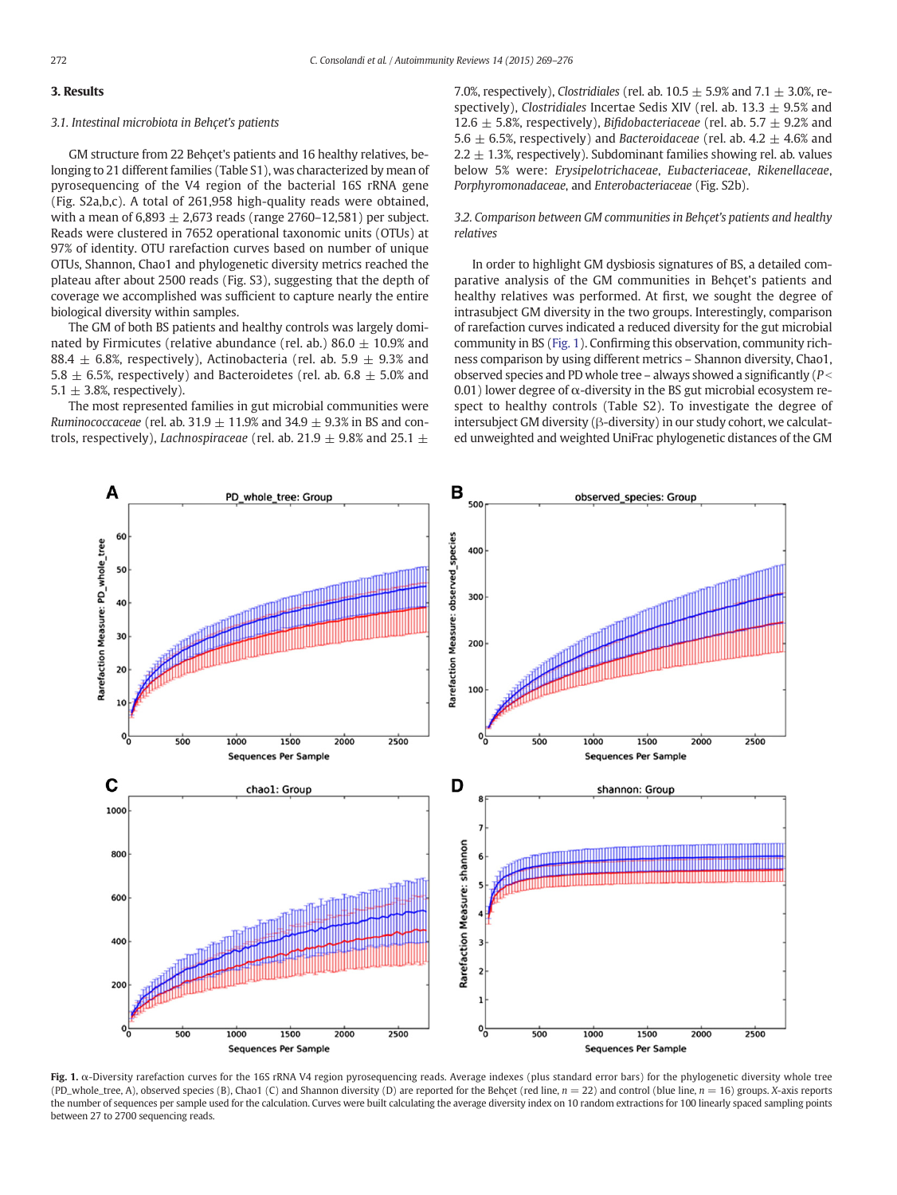## 3. Results

### 3.1. Intestinal microbiota in Behçet's patients

GM structure from 22 Behçet's patients and 16 healthy relatives, belonging to 21 different families (Table S1), was characterized by mean of pyrosequencing of the V4 region of the bacterial 16S rRNA gene (Fig. S2a,b,c). A total of 261,958 high-quality reads were obtained, with a mean of 6,893 ± 2,673 reads (range 2760–12,581) per subject. Reads were clustered in 7652 operational taxonomic units (OTUs) at 97% of identity. OTU rarefaction curves based on number of unique OTUs, Shannon, Chao1 and phylogenetic diversity metrics reached the plateau after about 2500 reads (Fig. S3), suggesting that the depth of coverage we accomplished was sufficient to capture nearly the entire biological diversity within samples.

The GM of both BS patients and healthy controls was largely dominated by Firmicutes (relative abundance (rel. ab.) 86.0 ± 10.9% and 88.4 ± 6.8%, respectively), Actinobacteria (rel. ab. 5.9 ± 9.3% and 5.8 ± 6.5%, respectively) and Bacteroidetes (rel. ab. 6.8 ± 5.0% and 5.1 ± 3.8%, respectively).

The most represented families in gut microbial communities were *Ruminococcaceae* (rel. ab. 31.9 ± 11.9% and 34.9 ± 9.3% in BS and controls, respectively), *Lachnospiraceae* (rel. ab. 21.9 ± 9.8% and 25.1 ± 7.0%, respectively), *Clostridiales* (rel. ab. 10.5 ± 5.9% and 7.1 ± 3.0%, respectively), *Clostridiales* Incertae Sedis XIV (rel. ab. 13.3 ± 9.5% and 12.6 ± 5.8%, respectively), *Bifidobacteriaceae* (rel. ab. 5.7 ± 9.2% and 5.6 ± 6.5%, respectively) and *Bacteroidaceae* (rel. ab. 4.2 ± 4.6% and 2.2 ± 1.3%, respectively). Subdominant families showing rel. ab. values below 5% were: *Erysipelotrichaceae*, *Eubacteriaceae*, *Rikenellaceae*, *Porphyromonadaceae*, and *Enterobacteriaceae* (Fig. S2b).

### 3.2. Comparison between GM communities in Behçet's patients and healthy relatives

In order to highlight GM dysbiosis signatures of BS, a detailed comparative analysis of the GM communities in Behçet's patients and healthy relatives was performed. At first, we sought the degree of intrasubject GM diversity in the two groups. Interestingly, comparison of rarefaction curves indicated a reduced diversity for the gut microbial community in BS (Fig. 1). Confirming this observation, community richness comparison by using different metrics – Shannon diversity, Chao1, observed species and PD whole tree – always showed a significantly ($P < 0.01$) lower degree of α-diversity in the BS gut microbial ecosystem respect to healthy controls (Table S2). To investigate the degree of intersubject GM diversity (β-diversity) in our study cohort, we calculated unweighted and weighted UniFrac phylogenetic distances of the GM

**Fig. 1.** α-Diversity rarefaction curves for the 16S rRNA V4 region pyrosequencing reads. Average indexes (plus standard error bars) for the phylogenetic diversity whole tree (PD_whole_tree, A), observed species (B), Chao1 (C) and Shannon diversity (D) are reported for the Behçet (red line, $n = 22$) and control (blue line, $n = 16$) groups. *X*-axis reports the number of sequences per sample used for the calculation. Curves were built calculating the average diversity index on 10 random extractions for 100 linearly spaced sampling points between 27 to 2700 sequencing reads.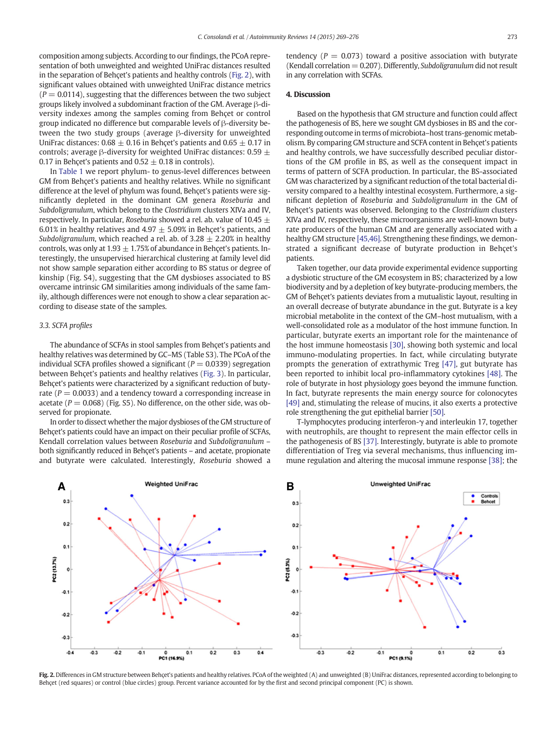composition among subjects. According to our findings, the PCoA representation of both unweighted and weighted UniFrac distances resulted in the separation of Behçet's patients and healthy controls (Fig. 2), with significant values obtained with unweighted UniFrac distance metrics ($P = 0.0114$), suggesting that the differences between the two subject groups likely involved a subdominant fraction of the GM. Average β-diversity indexes among the samples coming from Behçet or control group indicated no difference but comparable levels of β-diversity between the two study groups (average β-diversity for unweighted UniFrac distances: $0.68 \pm 0.16$ in Behçet's patients and $0.65 \pm 0.17$ in controls; average β-diversity for weighted UniFrac distances: $0.59 \pm 0.17$ in Behçet's patients and $0.52 \pm 0.18$ in controls).

In Table 1 we report phylum- to genus-level differences between GM from Behçet's patients and healthy relatives. While no significant difference at the level of phylum was found, Behçet's patients were significantly depleted in the dominant GM genera *Roseburia* and *Subdoligranulum*, which belong to the *Clostridium* clusters XIVa and IV, respectively. In particular, *Roseburia* showed a rel. ab. value of $10.45 \pm 6.01\%$ in healthy relatives and $4.97 \pm 5.09\%$ in Behçet's patients, and *Subdoligranulum*, which reached a rel. ab. of $3.28 \pm 2.20\%$ in healthy controls, was only at $1.93 \pm 1.75\%$ of abundance in Behçet's patients. Interestingly, the unsupervised hierarchical clustering at family level did not show sample separation either according to BS status or degree of kinship (Fig. S4), suggesting that the GM dysbioses associated to BS overcame intrinsic GM similarities among individuals of the same family, although differences were not enough to show a clear separation according to disease state of the samples.

### 3.3. SCFA profiles

The abundance of SCFAs in stool samples from Behçet's patients and healthy relatives was determined by GC–MS (Table S3). The PCoA of the individual SCFA profiles showed a significant ($P = 0.0339$) segregation between Behçet's patients and healthy relatives (Fig. 3). In particular, Behçet's patients were characterized by a significant reduction of butyrate ($P = 0.0033$) and a tendency toward a corresponding increase in acetate ($P = 0.068$) (Fig. S5). No difference, on the other side, was observed for propionate.

In order to dissect whether the major dysbioses of the GM structure of Behçet's patients could have an impact on their peculiar profile of SCFAs, Kendall correlation values between *Roseburia* and *Subdoligranulum* – both significantly reduced in Behçet's patients – and acetate, propionate and butyrate were calculated. Interestingly, *Roseburia* showed a tendency ($P = 0.073$) toward a positive association with butyrate (Kendall correlation = 0.207). Differently, *Subdoligranulum* did not result in any correlation with SCFAs.

## 4. Discussion

Based on the hypothesis that GM structure and function could affect the pathogenesis of BS, here we sought GM dysbioses in BS and the corresponding outcome in terms of microbiota–host trans-genomic metabolism. By comparing GM structure and SCFA content in Behçet's patients and healthy controls, we have successfully described peculiar distortions of the GM profile in BS, as well as the consequent impact in terms of pattern of SCFA production. In particular, the BS-associated GM was characterized by a significant reduction of the total bacterial diversity compared to a healthy intestinal ecosystem. Furthermore, a significant depletion of *Roseburia* and *Subdoligranulum* in the GM of Behçet's patients was observed. Belonging to the *Clostridium* clusters XIVa and IV, respectively, these microorganisms are well-known butyrate producers of the human GM and are generally associated with a healthy GM structure [45,46]. Strengthening these findings, we demonstrated a significant decrease of butyrate production in Behçet's patients.

Taken together, our data provide experimental evidence supporting a dysbiotic structure of the GM ecosystem in BS; characterized by a low biodiversity and by a depletion of key butyrate-producing members, the GM of Behçet's patients deviates from a mutualistic layout, resulting in an overall decrease of butyrate abundance in the gut. Butyrate is a key microbial metabolite in the context of the GM–host mutualism, with a well-consolidated role as a modulator of the host immune function. In particular, butyrate exerts an important role for the maintenance of the host immune homeostasis [30], showing both systemic and local immuno-modulating properties. In fact, while circulating butyrate prompts the generation of extrathymic Treg [47], gut butyrate has been reported to inhibit local pro-inflammatory cytokines [48]. The role of butyrate in host physiology goes beyond the immune function. In fact, butyrate represents the main energy source for colonocytes [49] and, stimulating the release of mucins, it also exerts a protective role strengthening the gut epithelial barrier [50].

T-lymphocytes producing interferon-γ and interleukin 17, together with neutrophils, are thought to represent the main effector cells in the pathogenesis of BS [37]. Interestingly, butyrate is able to promote differentiation of Treg via several mechanisms, thus influencing immune regulation and altering the mucosal immune response [38]; the

**Fig. 2.** Differences in GM structure between Behçet's patients and healthy relatives. PCoA of the weighted (A) and unweighted (B) UniFrac distances, represented according to belonging to Behçet (red squares) or control (blue circles) group. Percent variance accounted for by the first and second principal component (PC) is shown.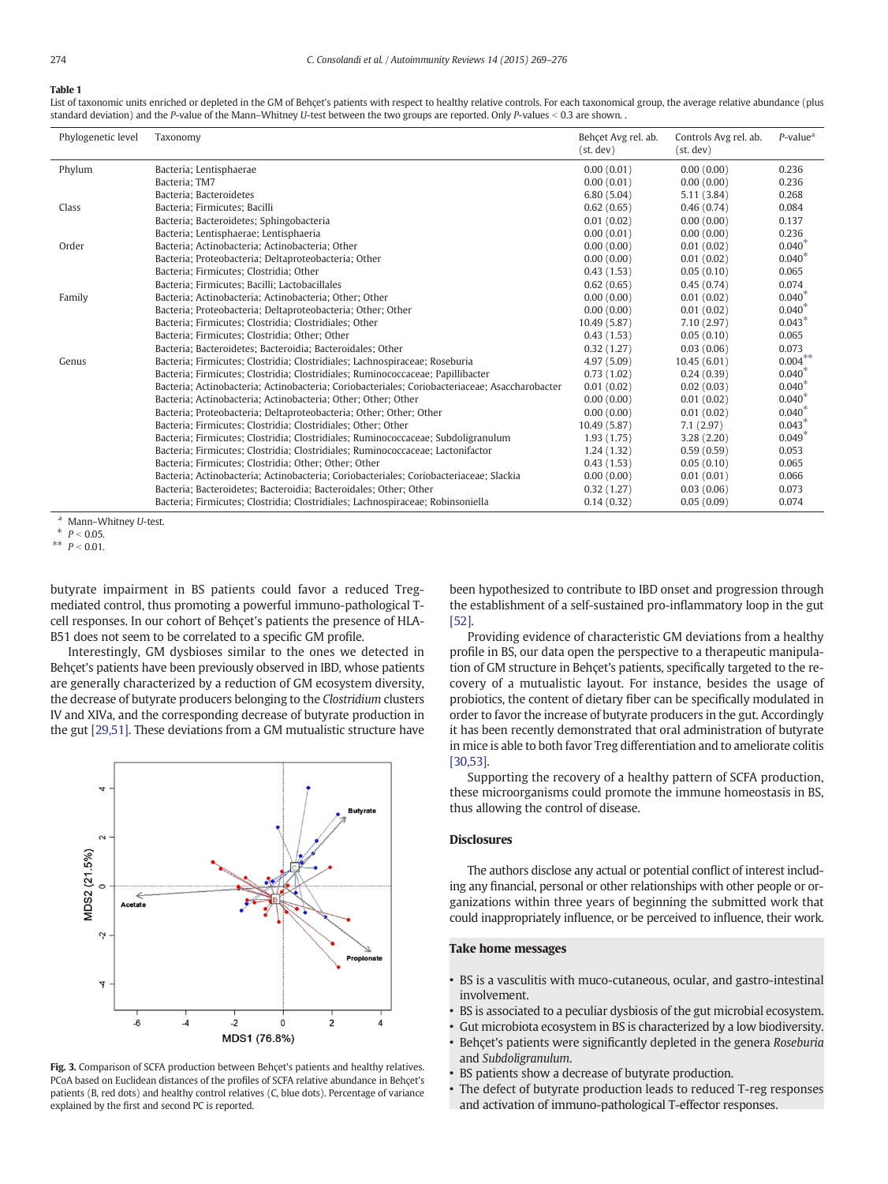**Table 1**
List of taxonomic units enriched or depleted in the GM of Behçet's patients with respect to healthy relative controls. For each taxonomical group, the average relative abundance (plus standard deviation) and the *P*-value of the Mann–Whitney *U*-test between the two groups are reported. Only *P*-values < 0.3 are shown. .

| Phylogenetic level | Taxonomy | Behçet Avg rel. ab. (st. dev) | Controls Avg rel. ab. (st. dev) | *P*-value[a] |
|---|---|---|---|---|
| Phylum | Bacteria; Lentisphaerae | 0.00 (0.01) | 0.00 (0.00) | 0.236 |
| | Bacteria; TM7 | 0.00 (0.01) | 0.00 (0.00) | 0.236 |
| | Bacteria; Bacteroidetes | 6.80 (5.04) | 5.11 (3.84) | 0.268 |
| Class | Bacteria; Firmicutes; Bacilli | 0.62 (0.65) | 0.46 (0.74) | 0.084 |
| | Bacteria; Bacteroidetes; Sphingobacteria | 0.01 (0.02) | 0.00 (0.00) | 0.137 |
| | Bacteria; Lentisphaerae; Lentisphaeria | 0.00 (0.01) | 0.00 (0.00) | 0.236 |
| Order | Bacteria; Actinobacteria; Actinobacteria; Other | 0.00 (0.00) | 0.01 (0.02) | 0.040* |
| | Bacteria; Proteobacteria; Deltaproteobacteria; Other | 0.00 (0.00) | 0.01 (0.02) | 0.040* |
| | Bacteria; Firmicutes; Clostridia; Other | 0.43 (1.53) | 0.05 (0.10) | 0.065 |
| | Bacteria; Firmicutes; Bacilli; Lactobacillales | 0.62 (0.65) | 0.45 (0.74) | 0.074 |
| Family | Bacteria; Actinobacteria; Actinobacteria; Other; Other | 0.00 (0.00) | 0.01 (0.02) | 0.040* |
| | Bacteria; Proteobacteria; Deltaproteobacteria; Other; Other | 0.00 (0.00) | 0.01 (0.02) | 0.040* |
| | Bacteria; Firmicutes; Clostridia; Clostridiales; Other | 10.49 (5.87) | 7.10 (2.97) | 0.043* |
| | Bacteria; Firmicutes; Clostridia; Other; Other | 0.43 (1.53) | 0.05 (0.10) | 0.065 |
| | Bacteria; Bacteroidetes; Bacteroidia; Bacteroidales; Other | 0.32 (1.27) | 0.03 (0.06) | 0.073 |
| Genus | Bacteria; Firmicutes; Clostridia; Clostridiales; Lachnospiraceae; Roseburia | 4.97 (5.09) | 10.45 (6.01) | 0.004** |
| | Bacteria; Firmicutes; Clostridia; Clostridiales; Ruminococcaceae; Papillibacter | 0.73 (1.02) | 0.24 (0.39) | 0.040* |
| | Bacteria; Actinobacteria; Actinobacteria; Coriobacteriales; Coriobacteriaceae; Asaccharobacter | 0.01 (0.02) | 0.02 (0.03) | 0.040* |
| | Bacteria; Actinobacteria; Actinobacteria; Other; Other; Other | 0.00 (0.00) | 0.01 (0.02) | 0.040* |
| | Bacteria; Proteobacteria; Deltaproteobacteria; Other; Other; Other | 0.00 (0.00) | 0.01 (0.02) | 0.040* |
| | Bacteria; Firmicutes; Clostridia; Clostridiales; Other; Other | 10.49 (5.87) | 7.1 (2.97) | 0.043* |
| | Bacteria; Firmicutes; Clostridia; Clostridiales; Ruminococcaceae; Subdoligranulum | 1.93 (1.75) | 3.28 (2.20) | 0.049* |
| | Bacteria; Firmicutes; Clostridia; Clostridiales; Ruminococcaceae; Lactonifactor | 1.24 (1.32) | 0.59 (0.59) | 0.053 |
| | Bacteria; Firmicutes; Clostridia; Other; Other; Other | 0.43 (1.53) | 0.05 (0.10) | 0.065 |
| | Bacteria; Actinobacteria; Actinobacteria; Coriobacteriales; Coriobacteriaceae; Slackia | 0.00 (0.00) | 0.01 (0.01) | 0.066 |
| | Bacteria; Bacteroidetes; Bacteroidia; Bacteroidales; Other; Other | 0.32 (1.27) | 0.03 (0.06) | 0.073 |
| | Bacteria; Firmicutes; Clostridia; Clostridiales; Lachnospiraceae; Robinsoniella | 0.14 (0.32) | 0.05 (0.09) | 0.074 |

[a] Mann–Whitney *U*-test.
\* $P < 0.05$.
\*\* $P < 0.01$.

butyrate impairment in BS patients could favor a reduced Treg-mediated control, thus promoting a powerful immuno-pathological T-cell responses. In our cohort of Behçet's patients the presence of HLA-B51 does not seem to be correlated to a specific GM profile.

Interestingly, GM dysbioses similar to the ones we detected in Behçet's patients have been previously observed in IBD, whose patients are generally characterized by a reduction of GM ecosystem diversity, the decrease of butyrate producers belonging to the *Clostridium* clusters IV and XIVa, and the corresponding decrease of butyrate production in the gut [29,51]. These deviations from a GM mutualistic structure have been hypothesized to contribute to IBD onset and progression through the establishment of a self-sustained pro-inflammatory loop in the gut [52].

Providing evidence of characteristic GM deviations from a healthy profile in BS, our data open the perspective to a therapeutic manipulation of GM structure in Behçet's patients, specifically targeted to the recovery of a mutualistic layout. For instance, besides the usage of probiotics, the content of dietary fiber can be specifically modulated in order to favor the increase of butyrate producers in the gut. Accordingly it has been recently demonstrated that oral administration of butyrate in mice is able to both favor Treg differentiation and to ameliorate colitis [30,53].

Supporting the recovery of a healthy pattern of SCFA production, these microorganisms could promote the immune homeostasis in BS, thus allowing the control of disease.

**Fig. 3.** Comparison of SCFA production between Behçet's patients and healthy relatives. PCoA based on Euclidean distances of the profiles of SCFA relative abundance in Behçet's patients (B, red dots) and healthy control relatives (C, blue dots). Percentage of variance explained by the first and second PC is reported.

## Disclosures

The authors disclose any actual or potential conflict of interest including any financial, personal or other relationships with other people or organizations within three years of beginning the submitted work that could inappropriately influence, or be perceived to influence, their work.

## Take home messages

- BS is a vasculitis with muco-cutaneous, ocular, and gastro-intestinal involvement.
- BS is associated to a peculiar dysbiosis of the gut microbial ecosystem.
- Gut microbiota ecosystem in BS is characterized by a low biodiversity.
- Behçet's patients were significantly depleted in the genera *Roseburia* and *Subdoligranulum*.
- BS patients show a decrease of butyrate production.
- The defect of butyrate production leads to reduced T-reg responses and activation of immuno-pathological T-effector responses.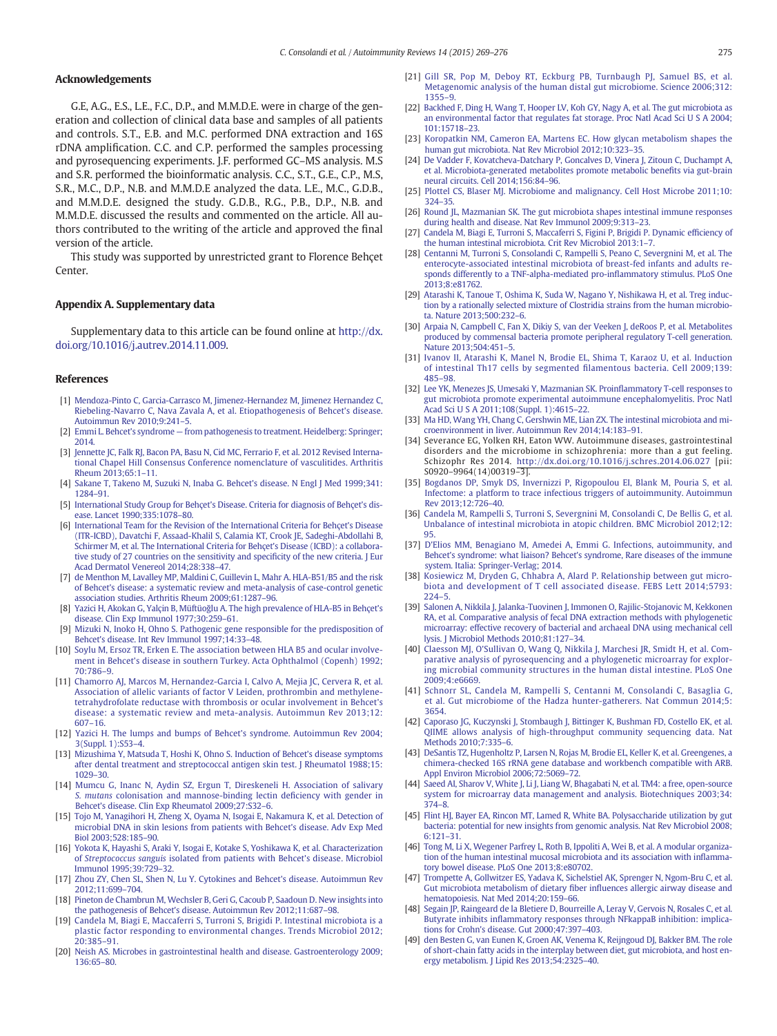## Acknowledgements

G.E, A.G., E.S., L.E., F.C., D.P., and M.M.D.E. were in charge of the generation and collection of clinical data base and samples of all patients and controls. S.T., E.B. and M.C. performed DNA extraction and 16S rDNA amplification. C.C. and C.P. performed the samples processing and pyrosequencing experiments. J.F. performed GC–MS analysis. M.S and S.R. performed the bioinformatic analysis. C.C., S.T., G.E., C.P., M.S, S.R., M.C., D.P., N.B. and M.M.D.E analyzed the data. L.E., M.C., G.D.B., and M.M.D.E. designed the study. G.D.B., R.G., P.B., D.P., N.B. and M.M.D.E. discussed the results and commented on the article. All authors contributed to the writing of the article and approved the final version of the article.

This study was supported by unrestricted grant to Florence Behçet Center.

## Appendix A. Supplementary data

Supplementary data to this article can be found online at http://dx.doi.org/10.1016/j.autrev.2014.11.009.

## References

[1] Mendoza-Pinto C, Garcia-Carrasco M, Jimenez-Hernandez M, Jimenez Hernandez C, Riebeling-Navarro C, Nava Zavala A, et al. Etiopathogenesis of Behcet's disease. Autoimmun Rev 2010;9:241–5.

[2] Emmi L. Behcet's syndrome — from pathogenesis to treatment. Heidelberg: Springer; 2014.

[3] Jennette JC, Falk RJ, Bacon PA, Basu N, Cid MC, Ferrario F, et al. 2012 Revised International Chapel Hill Consensus Conference nomenclature of vasculitides. Arthritis Rheum 2013;65:1–11.

[4] Sakane T, Takeno M, Suzuki N, Inaba G. Behcet's disease. N Engl J Med 1999;341:1284–91.

[5] International Study Group for Behçet's Disease. Criteria for diagnosis of Behçet's disease. Lancet 1990;335:1078–80.

[6] International Team for the Revision of the International Criteria for Behçet's Disease (ITR-ICBD), Davatchi F, Assaad-Khalil S, Calamia KT, Crook JE, Sadeghi-Abdollahi B, Schirmer M, et al. The International Criteria for Behçet's Disease (ICBD): a collaborative study of 27 countries on the sensitivity and specificity of the new criteria. J Eur Acad Dermatol Venereol 2014;28:338–47.

[7] de Menthon M, Lavalley MP, Maldini C, Guillevin L, Mahr A. HLA-B51/B5 and the risk of Behcet's disease: a systematic review and meta-analysis of case-control genetic association studies. Arthritis Rheum 2009;61:1287–96.

[8] Yazici H, Akokan G, Yalçin B, Müftüoğlu A. The high prevalence of HLA-B5 in Behçet's disease. Clin Exp Immunol 1977;30:259–61.

[9] Mizuki N, Inoko H, Ohno S. Pathogenic gene responsible for the predisposition of Behcet's disease. Int Rev Immunol 1997;14:33–48.

[10] Soylu M, Ersoz TR, Erken E. The association between HLA B5 and ocular involvement in Behcet's disease in southern Turkey. Acta Ophthalmol (Copenh) 1992;70:786–9.

[11] Chamorro AJ, Marcos M, Hernandez-Garcia I, Calvo A, Mejia JC, Cervera R, et al. Association of allelic variants of factor V Leiden, prothrombin and methylenetetrahydrofolate reductase with thrombosis or ocular involvement in Behcet's disease: a systematic review and meta-analysis. Autoimmun Rev 2013;12:607–16.

[12] Yazici H. The lumps and bumps of Behcet's syndrome. Autoimmun Rev 2004;3(Suppl. 1):S53–4.

[13] Mizushima Y, Matsuda T, Hoshi K, Ohno S. Induction of Behcet's disease symptoms after dental treatment and streptococcal antigen skin test. J Rheumatol 1988;15:1029–30.

[14] Mumcu G, Inanc N, Aydin SZ, Ergun T, Direskeneli H. Association of salivary *S. mutans* colonisation and mannose-binding lectin deficiency with gender in Behcet's disease. Clin Exp Rheumatol 2009;27:S32–6.

[15] Tojo M, Yanagihori H, Zheng X, Oyama N, Isogai E, Nakamura K, et al. Detection of microbial DNA in skin lesions from patients with Behcet's disease. Adv Exp Med Biol 2003;528:185–90.

[16] Yokota K, Hayashi S, Araki Y, Isogai E, Kotake S, Yoshikawa K, et al. Characterization of *Streptococcus sanguis* isolated from patients with Behcet's disease. Microbiol Immunol 1995;39:729–32.

[17] Zhou ZY, Chen SL, Shen N, Lu Y. Cytokines and Behcet's disease. Autoimmun Rev 2012;11:699–704.

[18] Pineton de Chambrun M, Wechsler B, Geri G, Cacoub P, Saadoun D. New insights into the pathogenesis of Behcet's disease. Autoimmun Rev 2012;11:687–98.

[19] Candela M, Biagi E, Maccaferri S, Turroni S, Brigidi P. Intestinal microbiota is a plastic factor responding to environmental changes. Trends Microbiol 2012;20:385–91.

[20] Neish AS. Microbes in gastrointestinal health and disease. Gastroenterology 2009;136:65–80.

[21] Gill SR, Pop M, Deboy RT, Eckburg PB, Turnbaugh PJ, Samuel BS, et al. Metagenomic analysis of the human distal gut microbiome. Science 2006;312:1355–9.

[22] Backhed F, Ding H, Wang T, Hooper LV, Koh GY, Nagy A, et al. The gut microbiota as an environmental factor that regulates fat storage. Proc Natl Acad Sci U S A 2004;101:15718–23.

[23] Koropatkin NM, Cameron EA, Martens EC. How glycan metabolism shapes the human gut microbiota. Nat Rev Microbiol 2012;10:323–35.

[24] De Vadder F, Kovatcheva-Datchary P, Goncalves D, Vinera J, Zitoun C, Duchampt A, et al. Microbiota-generated metabolites promote metabolic benefits via gut-brain neural circuits. Cell 2014;156:84–96.

[25] Plottel CS, Blaser MJ. Microbiome and malignancy. Cell Host Microbe 2011;10:324–35.

[26] Round JL, Mazmanian SK. The gut microbiota shapes intestinal immune responses during health and disease. Nat Rev Immunol 2009;9:313–23.

[27] Candela M, Biagi E, Turroni S, Maccaferri S, Figini P, Brigidi P. Dynamic efficiency of the human intestinal microbiota. Crit Rev Microbiol 2013:1–7.

[28] Centanni M, Turroni S, Consolandi C, Rampelli S, Peano C, Severgnini M, et al. The enterocyte-associated intestinal microbiota of breast-fed infants and adults responds differently to a TNF-alpha-mediated pro-inflammatory stimulus. PLoS One 2013;8:e81762.

[29] Atarashi K, Tanoue T, Oshima K, Suda W, Nagano Y, Nishikawa H, et al. Treg induction by a rationally selected mixture of Clostridia strains from the human microbiota. Nature 2013;500:232–6.

[30] Arpaia N, Campbell C, Fan X, Dikiy S, van der Veeken J, deRoos P, et al. Metabolites produced by commensal bacteria promote peripheral regulatory T-cell generation. Nature 2013;504:451–5.

[31] Ivanov II, Atarashi K, Manel N, Brodie EL, Shima T, Karaoz U, et al. Induction of intestinal Th17 cells by segmented filamentous bacteria. Cell 2009;139:485–98.

[32] Lee YK, Menezes JS, Umesaki Y, Mazmanian SK. Proinflammatory T-cell responses to gut microbiota promote experimental autoimmune encephalomyelitis. Proc Natl Acad Sci U S A 2011;108(Suppl. 1):4615–22.

[33] Ma HD, Wang YH, Chang C, Gershwin ME, Lian ZX. The intestinal microbiota and microenvironment in liver. Autoimmun Rev 2014;14:183–91.

[34] Severance EG, Yolken RH, Eaton WW. Autoimmune diseases, gastrointestinal disorders and the microbiome in schizophrenia: more than a gut feeling. Schizophr Res 2014. http://dx.doi.org/10.1016/j.schres.2014.06.027 [pii: S0920–9964(14)00319–3].

[35] Bogdanos DP, Smyk DS, Invernizzi P, Rigopoulou EI, Blank M, Pouria S, et al. Infectome: a platform to trace infectious triggers of autoimmunity. Autoimmun Rev 2013;12:726–40.

[36] Candela M, Rampelli S, Turroni S, Severgnini M, Consolandi C, De Bellis G, et al. Unbalance of intestinal microbiota in atopic children. BMC Microbiol 2012;12:95.

[37] D'Elios MM, Benagiano M, Amedei A, Emmi G. Infections, autoimmunity, and Behcet's syndrome: what liaison? Behcet's syndrome, Rare diseases of the immune system. Italia: Springer-Verlag; 2014.

[38] Kosiewicz M, Dryden G, Chhabra A, Alard P. Relationship between gut microbiota and development of T cell associated disease. FEBS Lett 2014;5793:224–5.

[39] Salonen A, Nikkila J, Jalanka-Tuovinen J, Immonen O, Rajilic-Stojanovic M, Kekkonen RA, et al. Comparative analysis of fecal DNA extraction methods with phylogenetic microarray: effective recovery of bacterial and archaeal DNA using mechanical cell lysis. J Microbiol Methods 2010;81:127–34.

[40] Claesson MJ, O'Sullivan O, Wang Q, Nikkila J, Marchesi JR, Smidt H, et al. Comparative analysis of pyrosequencing and a phylogenetic microarray for exploring microbial community structures in the human distal intestine. PLoS One 2009;4:e6669.

[41] Schnorr SL, Candela M, Rampelli S, Centanni M, Consolandi C, Basaglia G, et al. Gut microbiome of the Hadza hunter-gatherers. Nat Commun 2014;5:3654.

[42] Caporaso JG, Kuczynski J, Stombaugh J, Bittinger K, Bushman FD, Costello EK, et al. QIIME allows analysis of high-throughput community sequencing data. Nat Methods 2010;7:335–6.

[43] DeSantis TZ, Hugenholtz P, Larsen N, Rojas M, Brodie EL, Keller K, et al. Greengenes, a chimera-checked 16S rRNA gene database and workbench compatible with ARB. Appl Environ Microbiol 2006;72:5069–72.

[44] Saeed AI, Sharov V, White J, Li J, Liang W, Bhagabati N, et al. TM4: a free, open-source system for microarray data management and analysis. Biotechniques 2003;34:374–8.

[45] Flint HJ, Bayer EA, Rincon MT, Lamed R, White BA. Polysaccharide utilization by gut bacteria: potential for new insights from genomic analysis. Nat Rev Microbiol 2008;6:121–31.

[46] Tong M, Li X, Wegener Parfrey L, Roth B, Ippoliti A, Wei B, et al. A modular organization of the human intestinal mucosal microbiota and its association with inflammatory bowel disease. PLoS One 2013;8:e80702.

[47] Trompette A, Gollwitzer ES, Yadava K, Sichelstiel AK, Sprenger N, Ngom-Bru C, et al. Gut microbiota metabolism of dietary fiber influences allergic airway disease and hematopoiesis. Nat Med 2014;20:159–66.

[48] Segain JP, Raingeard de la Bletiere D, Bourreille A, Leray V, Gervois N, Rosales C, et al. Butyrate inhibits inflammatory responses through NFkappaB inhibition: implications for Crohn's disease. Gut 2000;47:397–403.

[49] den Besten G, van Eunen K, Groen AK, Venema K, Reijngoud DJ, Bakker BM. The role of short-chain fatty acids in the interplay between diet, gut microbiota, and host energy metabolism. J Lipid Res 2013;54:2325–40.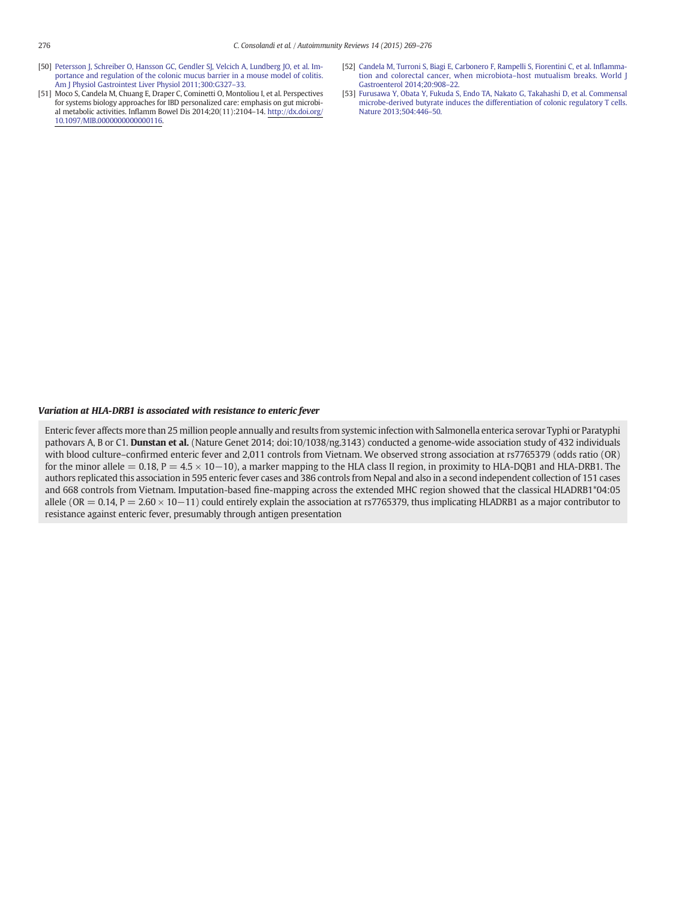[50] Petersson J, Schreiber O, Hansson GC, Gendler SJ, Velcich A, Lundberg JO, et al. Importance and regulation of the colonic mucus barrier in a mouse model of colitis. Am J Physiol Gastrointest Liver Physiol 2011;300:G327–33.

[51] Moco S, Candela M, Chuang E, Draper C, Cominetti O, Montoliou I, et al. Perspectives for systems biology approaches for IBD personalized care: emphasis on gut microbial metabolic activities. Inflamm Bowel Dis 2014;20(11):2104–14. http://dx.doi.org/10.1097/MIB.0000000000000116.

[52] Candela M, Turroni S, Biagi E, Carbonero F, Rampelli S, Fiorentini C, et al. Inflammation and colorectal cancer, when microbiota–host mutualism breaks. World J Gastroenterol 2014;20:908–22.

[53] Furusawa Y, Obata Y, Fukuda S, Endo TA, Nakato G, Takahashi D, et al. Commensal microbe-derived butyrate induces the differentiation of colonic regulatory T cells. Nature 2013;504:446–50.

### *Variation at HLA-DRB1 is associated with resistance to enteric fever*

Enteric fever affects more than 25 million people annually and results from systemic infection with Salmonella enterica serovar Typhi or Paratyphi pathovars A, B or C1. **Dunstan et al.** (Nature Genet 2014; doi:10/1038/ng.3143) conducted a genome-wide association study of 432 individuals with blood culture–confirmed enteric fever and 2,011 controls from Vietnam. We observed strong association at rs7765379 (odds ratio (OR) for the minor allele = 0.18, $P = 4.5 \times 10{-}10$), a marker mapping to the HLA class II region, in proximity to HLA-DQB1 and HLA-DRB1. The authors replicated this association in 595 enteric fever cases and 386 controls from Nepal and also in a second independent collection of 151 cases and 668 controls from Vietnam. Imputation-based fine-mapping across the extended MHC region showed that the classical HLADRB1*04:05 allele ($OR = 0.14$, $P = 2.60 \times 10{-}11$) could entirely explain the association at rs7765379, thus implicating HLADRB1 as a major contributor to resistance against enteric fever, presumably through antigen presentation